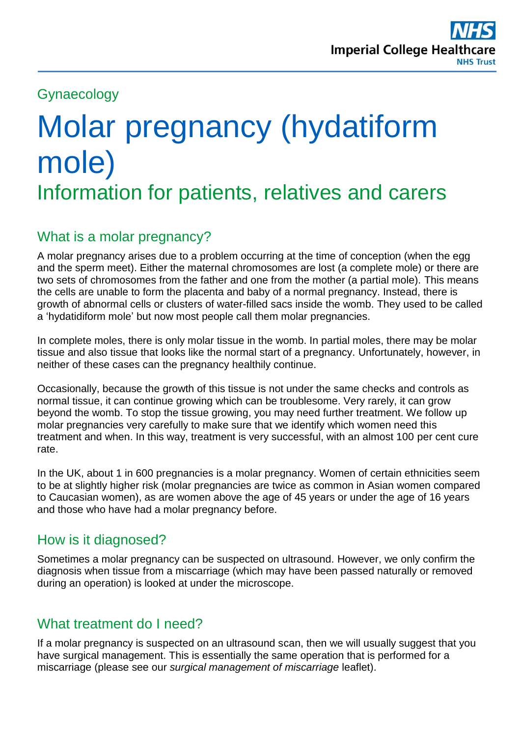Gynaecology

# Molar pregnancy (hydatiform mole)

## Information for patients, relatives and carers

### What is a molar pregnancy?

A molar pregnancy arises due to a problem occurring at the time of conception (when the egg and the sperm meet). Either the maternal chromosomes are lost (a complete mole) or there are two sets of chromosomes from the father and one from the mother (a partial mole). This means the cells are unable to form the placenta and baby of a normal pregnancy. Instead, there is growth of abnormal cells or clusters of water-filled sacs inside the womb. They used to be called a 'hydatidiform mole' but now most people call them molar pregnancies.

In complete moles, there is only molar tissue in the womb. In partial moles, there may be molar tissue and also tissue that looks like the normal start of a pregnancy. Unfortunately, however, in neither of these cases can the pregnancy healthily continue.

Occasionally, because the growth of this tissue is not under the same checks and controls as normal tissue, it can continue growing which can be troublesome. Very rarely, it can grow beyond the womb. To stop the tissue growing, you may need further treatment. We follow up molar pregnancies very carefully to make sure that we identify which women need this treatment and when. In this way, treatment is very successful, with an almost 100 per cent cure rate.

In the UK, about 1 in 600 pregnancies is a molar pregnancy. Women of certain ethnicities seem to be at slightly higher risk (molar pregnancies are twice as common in Asian women compared to Caucasian women), as are women above the age of 45 years or under the age of 16 years and those who have had a molar pregnancy before.

### How is it diagnosed?

Sometimes a molar pregnancy can be suspected on ultrasound. However, we only confirm the diagnosis when tissue from a miscarriage (which may have been passed naturally or removed during an operation) is looked at under the microscope.

### What treatment do I need?

If a molar pregnancy is suspected on an ultrasound scan, then we will usually suggest that you have surgical management. This is essentially the same operation that is performed for a miscarriage (please see our *surgical management of miscarriage* leaflet).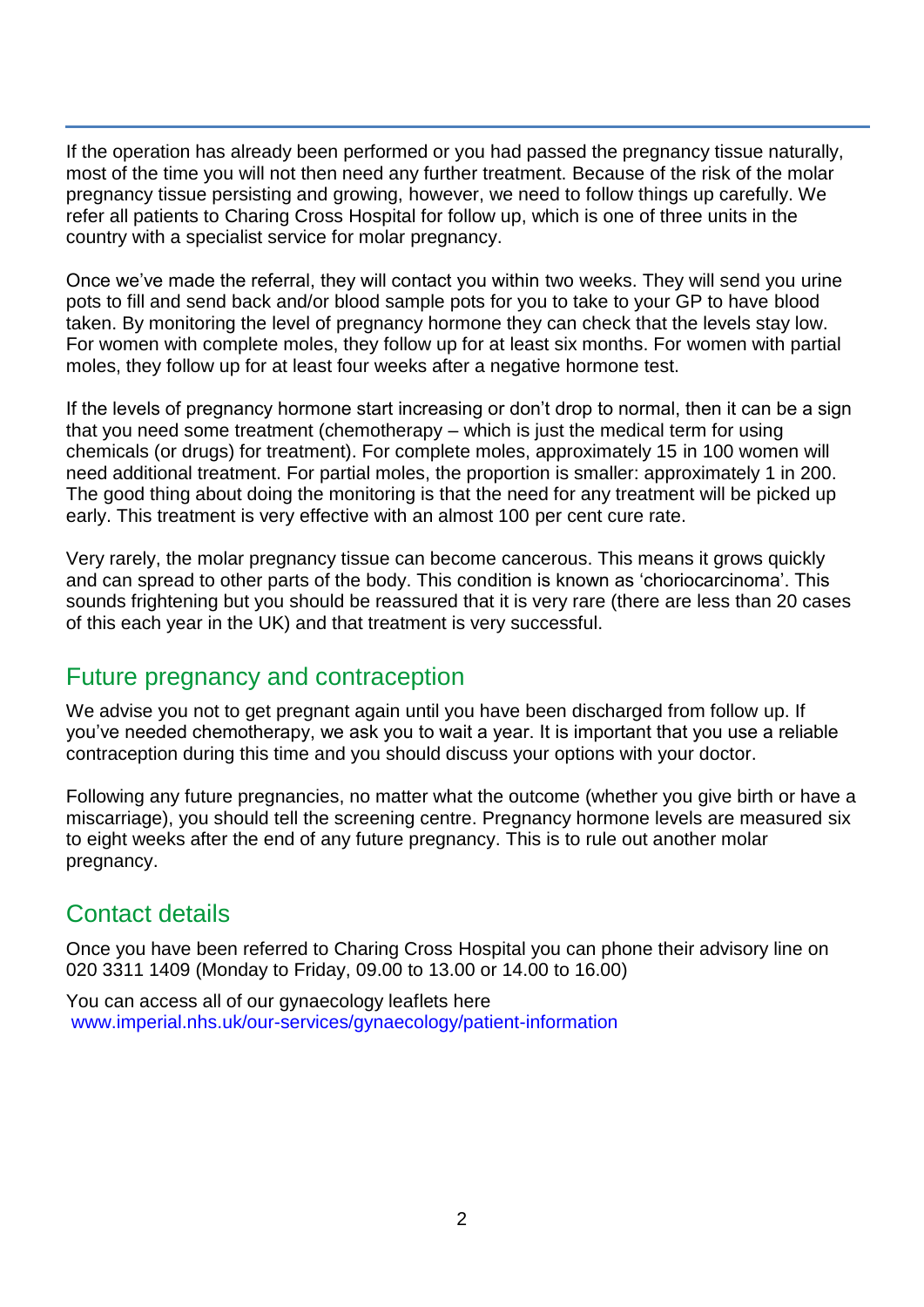If the operation has already been performed or you had passed the pregnancy tissue naturally, most of the time you will not then need any further treatment. Because of the risk of the molar pregnancy tissue persisting and growing, however, we need to follow things up carefully. We refer all patients to Charing Cross Hospital for follow up, which is one of three units in the country with a specialist service for molar pregnancy.

Once we've made the referral, they will contact you within two weeks. They will send you urine pots to fill and send back and/or blood sample pots for you to take to your GP to have blood taken. By monitoring the level of pregnancy hormone they can check that the levels stay low. For women with complete moles, they follow up for at least six months. For women with partial moles, they follow up for at least four weeks after a negative hormone test.

If the levels of pregnancy hormone start increasing or don't drop to normal, then it can be a sign that you need some treatment (chemotherapy – which is just the medical term for using chemicals (or drugs) for treatment). For complete moles, approximately 15 in 100 women will need additional treatment. For partial moles, the proportion is smaller: approximately 1 in 200. The good thing about doing the monitoring is that the need for any treatment will be picked up early. This treatment is very effective with an almost 100 per cent cure rate.

Very rarely, the molar pregnancy tissue can become cancerous. This means it grows quickly and can spread to other parts of the body. This condition is known as 'choriocarcinoma'. This sounds frightening but you should be reassured that it is very rare (there are less than 20 cases of this each year in the UK) and that treatment is very successful.

## Future pregnancy and contraception

We advise you not to get pregnant again until you have been discharged from follow up. If you've needed chemotherapy, we ask you to wait a year. It is important that you use a reliable contraception during this time and you should discuss your options with your doctor.

Following any future pregnancies, no matter what the outcome (whether you give birth or have a miscarriage), you should tell the screening centre. Pregnancy hormone levels are measured six to eight weeks after the end of any future pregnancy. This is to rule out another molar pregnancy.

## Contact details

Once you have been referred to Charing Cross Hospital you can phone their advisory line on 020 3311 1409 (Monday to Friday, 09.00 to 13.00 or 14.00 to 16.00)

You can access all of our gynaecology leaflets here
www.imperial.nhs.uk/our-services/gynaecology/patient-information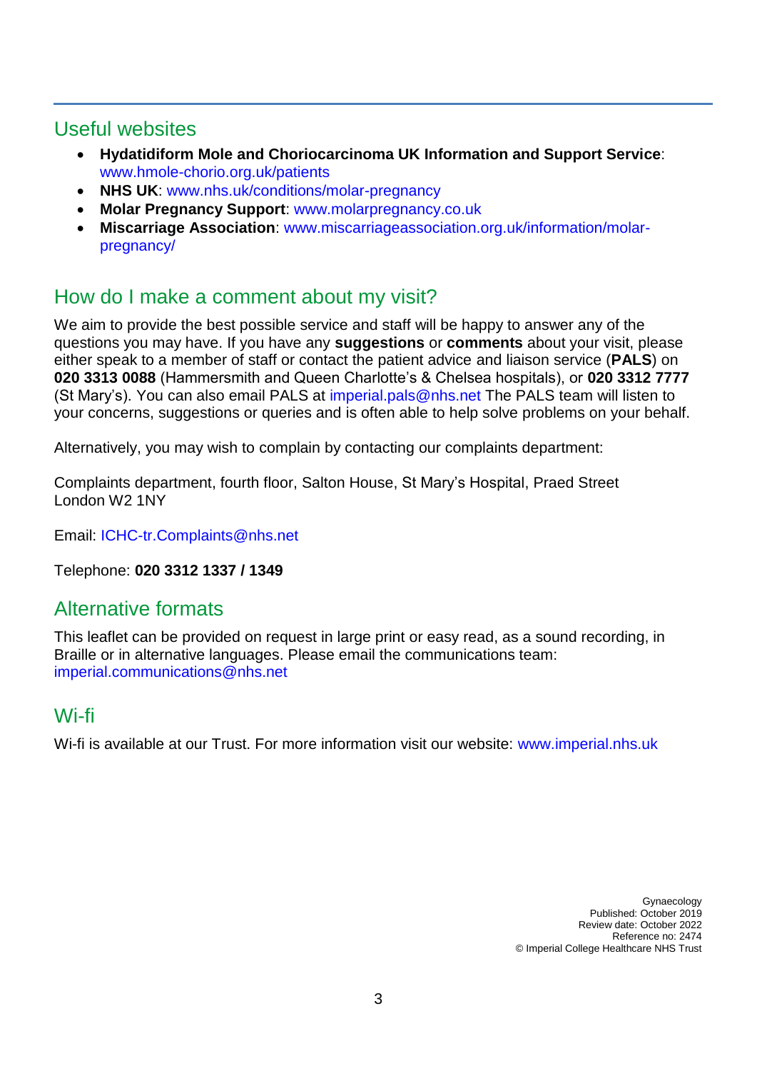## Useful websites

- **Hydatidiform Mole and Choriocarcinoma UK Information and Support Service**: www.hmole-chorio.org.uk/patients
- **NHS UK**: www.nhs.uk/conditions/molar-pregnancy
- **Molar Pregnancy Support**: www.molarpregnancy.co.uk
- **Miscarriage Association**: www.miscarriageassociation.org.uk/information/molar-pregnancy/

## How do I make a comment about my visit?

We aim to provide the best possible service and staff will be happy to answer any of the questions you may have. If you have any **suggestions** or **comments** about your visit, please either speak to a member of staff or contact the patient advice and liaison service (**PALS**) on **020 3313 0088** (Hammersmith and Queen Charlotte's & Chelsea hospitals), or **020 3312 7777** (St Mary's). You can also email PALS at imperial.pals@nhs.net The PALS team will listen to your concerns, suggestions or queries and is often able to help solve problems on your behalf.

Alternatively, you may wish to complain by contacting our complaints department:

Complaints department, fourth floor, Salton House, St Mary's Hospital, Praed Street
London W2 1NY

Email: ICHC-tr.Complaints@nhs.net

Telephone: **020 3312 1337 / 1349**

## Alternative formats

This leaflet can be provided on request in large print or easy read, as a sound recording, in Braille or in alternative languages. Please email the communications team: imperial.communications@nhs.net

## Wi-fi

Wi-fi is available at our Trust. For more information visit our website: www.imperial.nhs.uk

Gynaecology
Published: October 2019
Review date: October 2022
Reference no: 2474
© Imperial College Healthcare NHS Trust